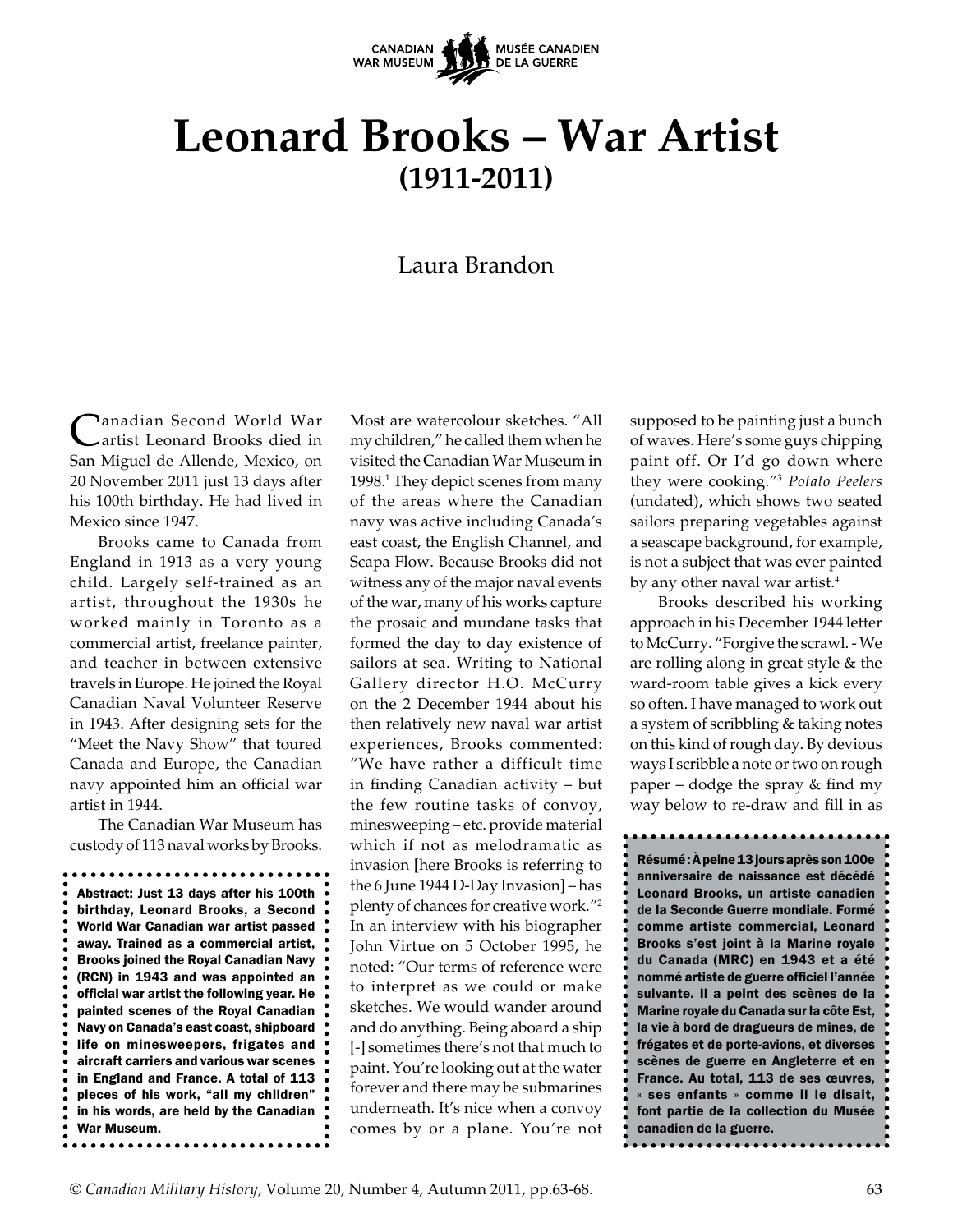# Leonard Brooks – War Artist
## (1911-2011)

Laura Brandon

**Abstract: Just 13 days after his 100th birthday, Leonard Brooks, a Second World War Canadian war artist passed away. Trained as a commercial artist, Brooks joined the Royal Canadian Navy (RCN) in 1943 and was appointed an official war artist the following year. He painted scenes of the Royal Canadian Navy on Canada's east coast, shipboard life on minesweepers, frigates and aircraft carriers and various war scenes in England and France. A total of 113 pieces of his work, "all my children" in his words, are held by the Canadian War Museum.**

**Résumé : À peine 13 jours après son 100e anniversaire de naissance est décédé Leonard Brooks, un artiste canadien de la Seconde Guerre mondiale. Formé comme artiste commercial, Leonard Brooks s'est joint à la Marine royale du Canada (MRC) en 1943 et a été nommé artiste de guerre officiel l'année suivante. Il a peint des scènes de la Marine royale du Canada sur la côte Est, la vie à bord de dragueurs de mines, de frégates et de porte-avions, et diverses scènes de guerre en Angleterre et en France. Au total, 113 de ses œuvres, « ses enfants » comme il le disait, font partie de la collection du Musée canadien de la guerre.**

Canadian Second World War artist Leonard Brooks died in San Miguel de Allende, Mexico, on 20 November 2011 just 13 days after his 100th birthday. He had lived in Mexico since 1947.

Brooks came to Canada from England in 1913 as a very young child. Largely self-trained as an artist, throughout the 1930s he worked mainly in Toronto as a commercial artist, freelance painter, and teacher in between extensive travels in Europe. He joined the Royal Canadian Naval Volunteer Reserve in 1943. After designing sets for the "Meet the Navy Show" that toured Canada and Europe, the Canadian navy appointed him an official war artist in 1944.

The Canadian War Museum has custody of 113 naval works by Brooks. Most are watercolour sketches. "All my children," he called them when he visited the Canadian War Museum in 1998.[1] They depict scenes from many of the areas where the Canadian navy was active including Canada's east coast, the English Channel, and Scapa Flow. Because Brooks did not witness any of the major naval events of the war, many of his works capture the prosaic and mundane tasks that formed the day to day existence of sailors at sea. Writing to National Gallery director H.O. McCurry on the 2 December 1944 about his then relatively new naval war artist experiences, Brooks commented: "We have rather a difficult time in finding Canadian activity – but the few routine tasks of convoy, minesweeping – etc. provide material which if not as melodramatic as invasion [here Brooks is referring to the 6 June 1944 D-Day Invasion] – has plenty of chances for creative work."[2] In an interview with his biographer John Virtue on 5 October 1995, he noted: "Our terms of reference were to interpret as we could or make sketches. We would wander around and do anything. Being aboard a ship [-] sometimes there's not that much to paint. You're looking out at the water forever and there may be submarines underneath. It's nice when a convoy comes by or a plane. You're not supposed to be painting just a bunch of waves. Here's some guys chipping paint off. Or I'd go down where they were cooking."[3] *Potato Peelers* (undated), which shows two seated sailors preparing vegetables against a seascape background, for example, is not a subject that was ever painted by any other naval war artist.[4]

Brooks described his working approach in his December 1944 letter to McCurry. "Forgive the scrawl. - We are rolling along in great style & the ward-room table gives a kick every so often. I have managed to work out a system of scribbling & taking notes on this kind of rough day. By devious ways I scribble a note or two on rough paper – dodge the spray & find my way below to re-draw and fill in as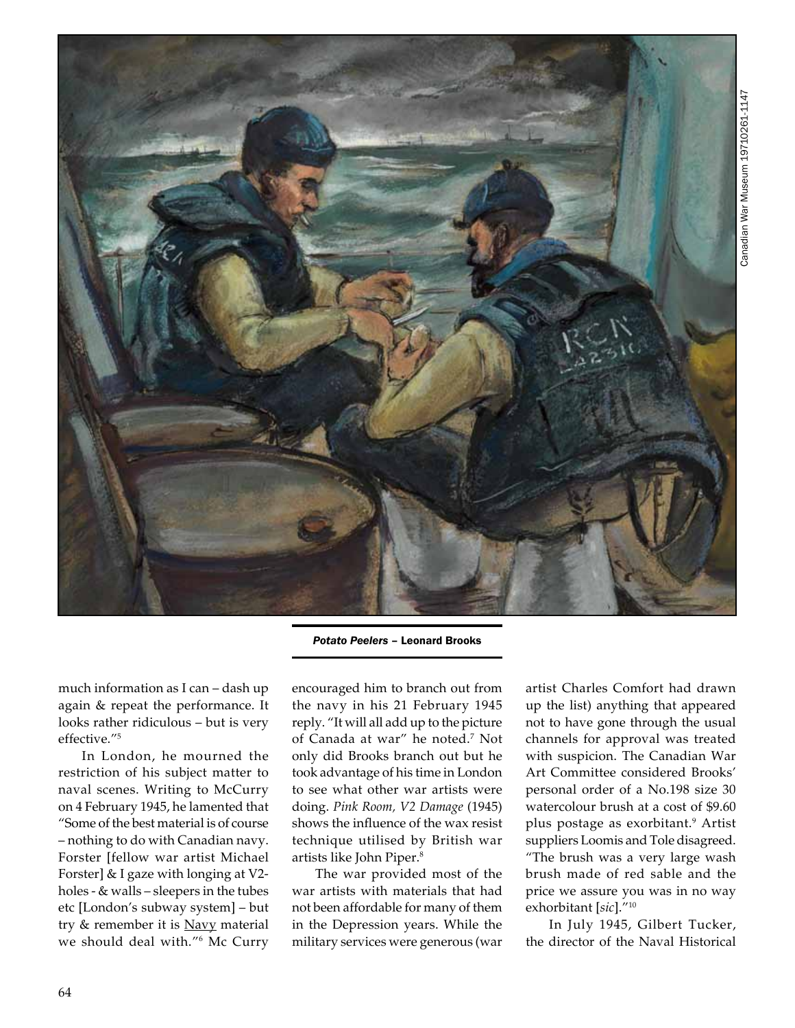*Potato Peelers* – Leonard Brooks

Canadian War Museum 19710261-1147

much information as I can – dash up again & repeat the performance. It looks rather ridiculous – but is very effective."[5]

In London, he mourned the restriction of his subject matter to naval scenes. Writing to McCurry on 4 February 1945, he lamented that "Some of the best material is of course – nothing to do with Canadian navy. Forster [fellow war artist Michael Forster] & I gaze with longing at V2-holes - & walls – sleepers in the tubes etc [London's subway system] – but try & remember it is Navy material we should deal with."[6] Mc Curry encouraged him to branch out from the navy in his 21 February 1945 reply. "It will all add up to the picture of Canada at war" he noted.[7] Not only did Brooks branch out but he took advantage of his time in London to see what other war artists were doing. *Pink Room, V2 Damage* (1945) shows the influence of the wax resist technique utilised by British war artists like John Piper.[8]

The war provided most of the war artists with materials that had not been affordable for many of them in the Depression years. While the military services were generous (war artist Charles Comfort had drawn up the list) anything that appeared not to have gone through the usual channels for approval was treated with suspicion. The Canadian War Art Committee considered Brooks' personal order of a No.198 size 30 watercolour brush at a cost of $9.60 plus postage as exorbitant.[9] Artist suppliers Loomis and Tole disagreed. "The brush was a very large wash brush made of red sable and the price we assure you was in no way exhorbitant [*sic*]."[10]

In July 1945, Gilbert Tucker, the director of the Naval Historical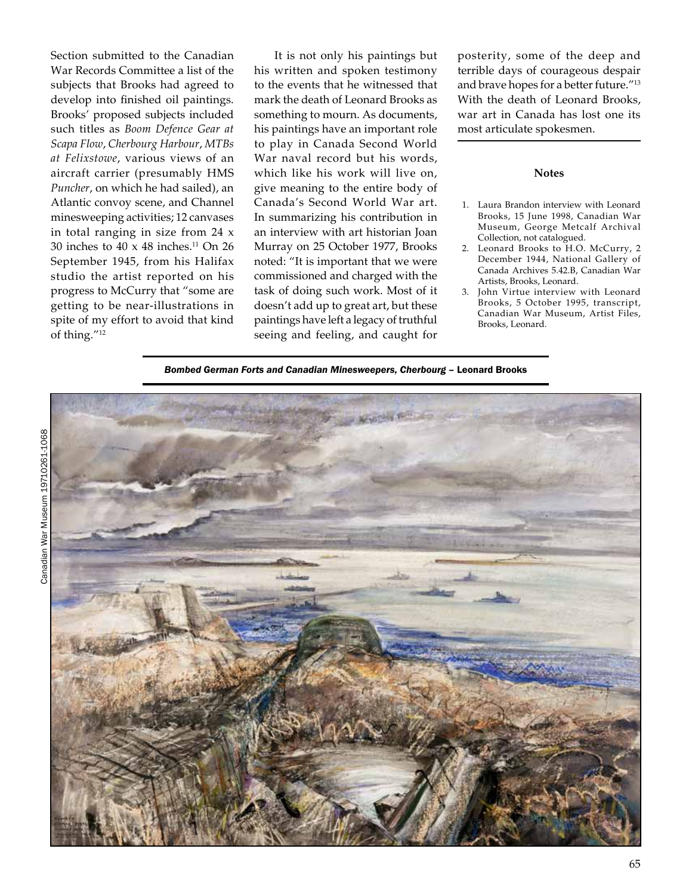Section submitted to the Canadian War Records Committee a list of the subjects that Brooks had agreed to develop into finished oil paintings. Brooks' proposed subjects included such titles as *Boom Defence Gear at Scapa Flow*, *Cherbourg Harbour*, *MTBs at Felixstowe*, various views of an aircraft carrier (presumably HMS *Puncher*, on which he had sailed), an Atlantic convoy scene, and Channel minesweeping activities; 12 canvases in total ranging in size from 24 x 30 inches to 40 x 48 inches.[11] On 26 September 1945, from his Halifax studio the artist reported on his progress to McCurry that "some are getting to be near-illustrations in spite of my effort to avoid that kind of thing."[12]

It is not only his paintings but his written and spoken testimony to the events that he witnessed that mark the death of Leonard Brooks as something to mourn. As documents, his paintings have an important role to play in Canada Second World War naval record but his words, which like his work will live on, give meaning to the entire body of Canada's Second World War art. In summarizing his contribution in an interview with art historian Joan Murray on 25 October 1977, Brooks noted: "It is important that we were commissioned and charged with the task of doing such work. Most of it doesn't add up to great art, but these paintings have left a legacy of truthful seeing and feeling, and caught for posterity, some of the deep and terrible days of courageous despair and brave hopes for a better future."[13] With the death of Leonard Brooks, war art in Canada has lost one its most articulate spokesmen.

### Notes

1. Laura Brandon interview with Leonard Brooks, 15 June 1998, Canadian War Museum, George Metcalf Archival Collection, not catalogued.
2. Leonard Brooks to H.O. McCurry, 2 December 1944, National Gallery of Canada Archives 5.42.B, Canadian War Artists, Brooks, Leonard.
3. John Virtue interview with Leonard Brooks, 5 October 1995, transcript, Canadian War Museum, Artist Files, Brooks, Leonard.

***Bombed German Forts and Canadian Minesweepers, Cherbourg*** **– Leonard Brooks**

Canadian War Museum 19710261-1068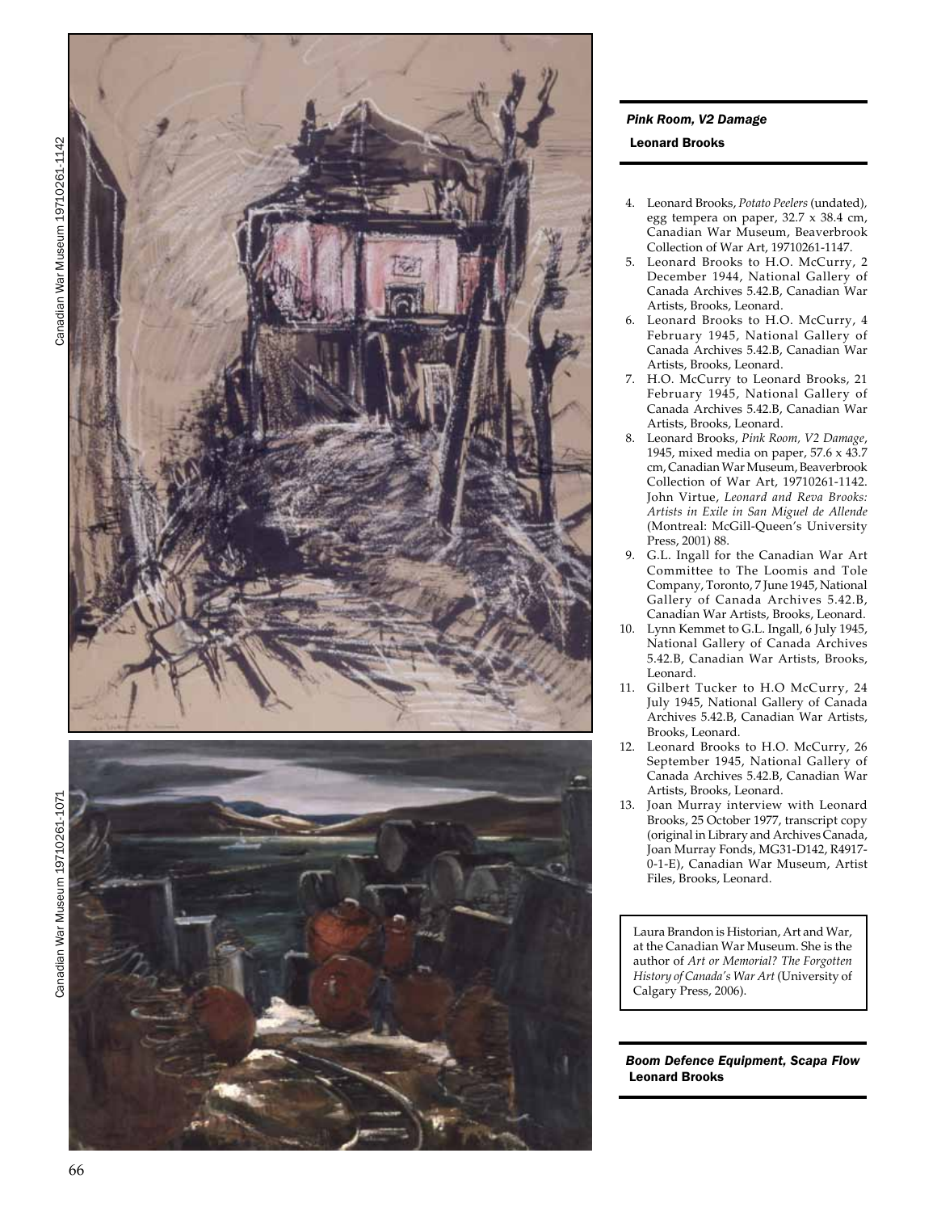Canadian War Museum 19710261-1142

*Pink Room, V2 Damage*
**Leonard Brooks**

Canadian War Museum 19710261-1071

*Boom Defence Equipment, Scapa Flow*
**Leonard Brooks**

4. Leonard Brooks, *Potato Peelers* (undated), egg tempera on paper, 32.7 x 38.4 cm, Canadian War Museum, Beaverbrook Collection of War Art, 19710261-1147.
5. Leonard Brooks to H.O. McCurry, 2 December 1944, National Gallery of Canada Archives 5.42.B, Canadian War Artists, Brooks, Leonard.
6. Leonard Brooks to H.O. McCurry, 4 February 1945, National Gallery of Canada Archives 5.42.B, Canadian War Artists, Brooks, Leonard.
7. H.O. McCurry to Leonard Brooks, 21 February 1945, National Gallery of Canada Archives 5.42.B, Canadian War Artists, Brooks, Leonard.
8. Leonard Brooks, *Pink Room, V2 Damage*, 1945, mixed media on paper, 57.6 x 43.7 cm, Canadian War Museum, Beaverbrook Collection of War Art, 19710261-1142. John Virtue, *Leonard and Reva Brooks: Artists in Exile in San Miguel de Allende* (Montreal: McGill-Queen's University Press, 2001) 88.
9. G.L. Ingall for the Canadian War Art Committee to The Loomis and Tole Company, Toronto, 7 June 1945, National Gallery of Canada Archives 5.42.B, Canadian War Artists, Brooks, Leonard.
10. Lynn Kemmet to G.L. Ingall, 6 July 1945, National Gallery of Canada Archives 5.42.B, Canadian War Artists, Brooks, Leonard.
11. Gilbert Tucker to H.O McCurry, 24 July 1945, National Gallery of Canada Archives 5.42.B, Canadian War Artists, Brooks, Leonard.
12. Leonard Brooks to H.O. McCurry, 26 September 1945, National Gallery of Canada Archives 5.42.B, Canadian War Artists, Brooks, Leonard.
13. Joan Murray interview with Leonard Brooks, 25 October 1977, transcript copy (original in Library and Archives Canada, Joan Murray Fonds, MG31-D142, R4917-0-1-E), Canadian War Museum, Artist Files, Brooks, Leonard.

Laura Brandon is Historian, Art and War, at the Canadian War Museum. She is the author of *Art or Memorial? The Forgotten History of Canada's War Art* (University of Calgary Press, 2006).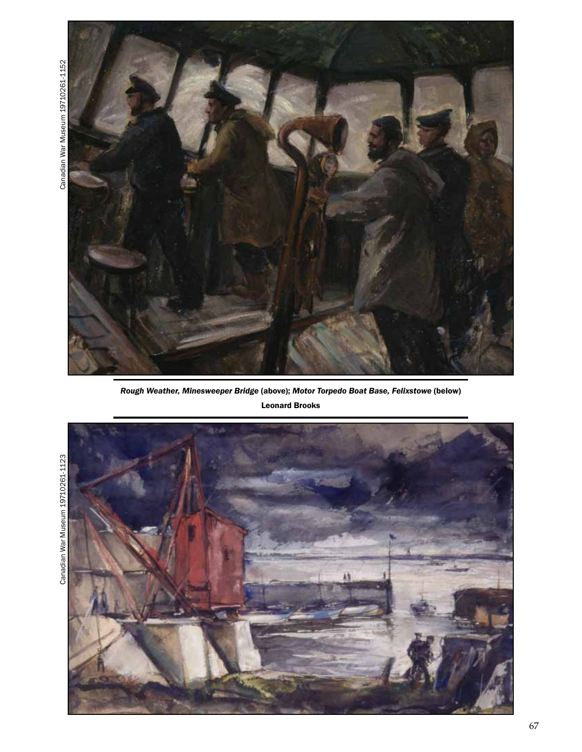Canadian War Museum 19710261-1152

*Rough Weather, Minesweeper Bridge* (above); *Motor Torpedo Boat Base, Felixstowe* (below)

**Leonard Brooks**

Canadian War Museum 19710261-1123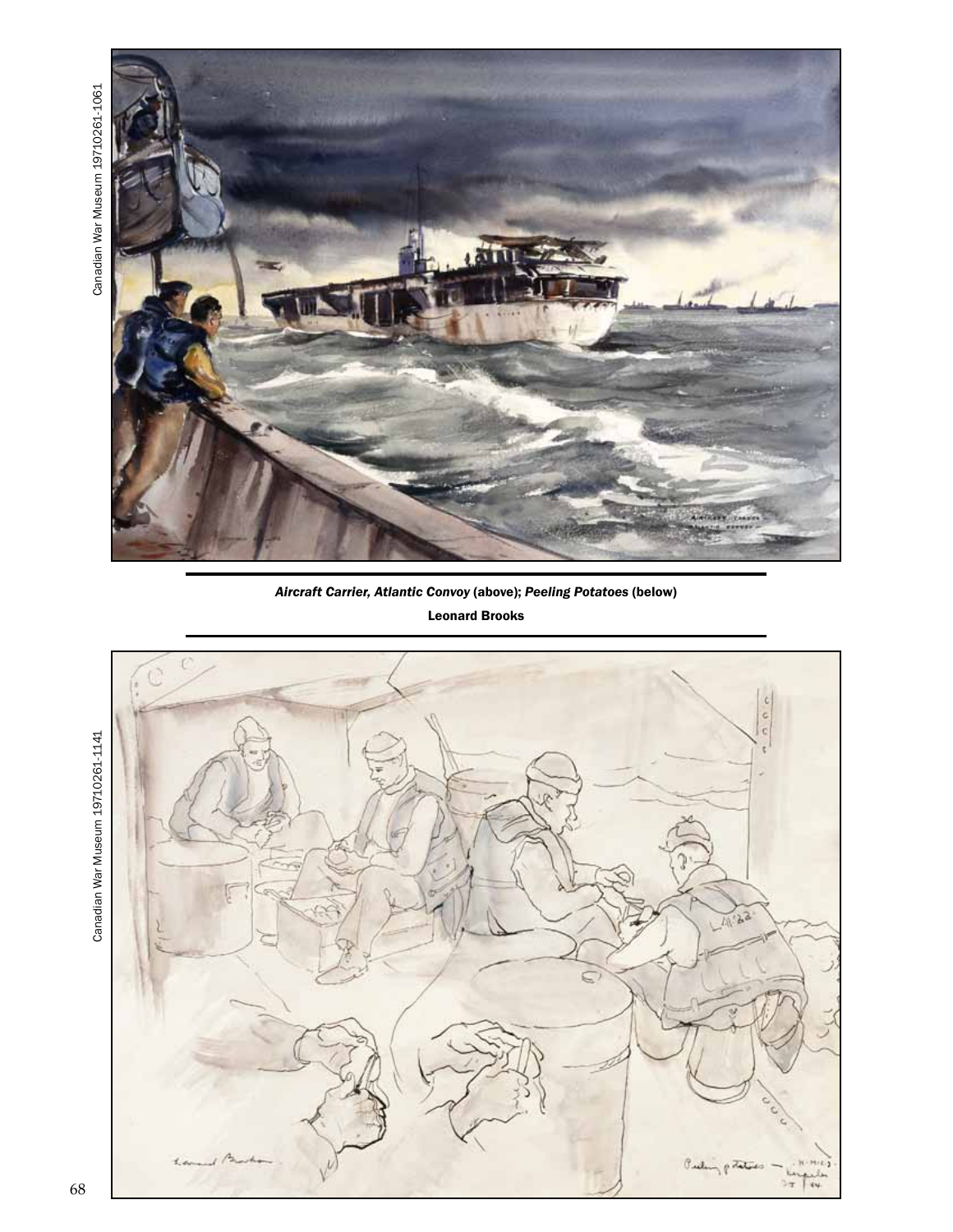Canadian War Museum 19710261-1061

*Aircraft Carrier, Atlantic Convoy* (above); *Peeling Potatoes* (below)

**Leonard Brooks**

Canadian War Museum 19710261-1141